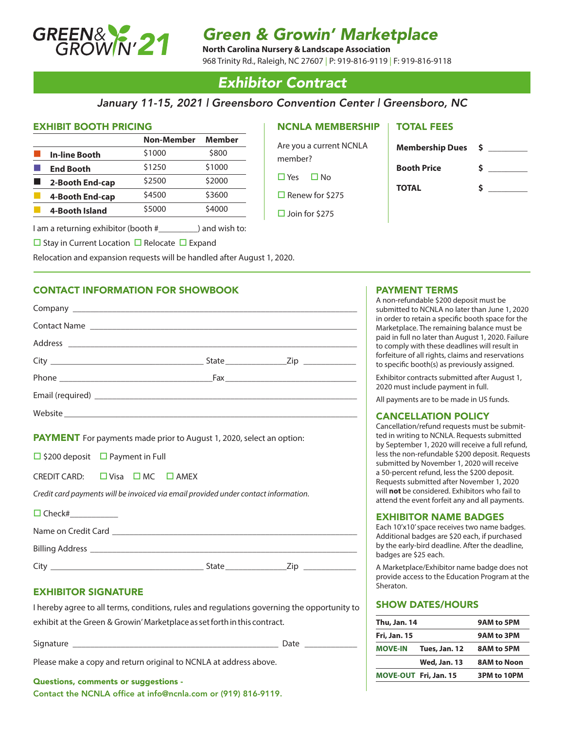# Green & Growin' Marketplace

**North Carolina Nursery & Landscape Association**
968 Trinity Rd., Raleigh, NC 27607 | P: 919-816-9119 | F: 919-816-9118

## Exhibitor Contract

*January 11-15, 2021 | Greensboro Convention Center | Greensboro, NC*

### EXHIBIT BOOTH PRICING

| | Non-Member | Member |
|---|---|---|
| **In-line Booth** | $1000 | $800 |
| **End Booth** | $1250 | $1000 |
| **2-Booth End-cap** | $2500 | $2000 |
| **4-Booth End-cap** | $4500 | $3600 |
| **4-Booth Island** | $5000 | $4000 |

I am a returning exhibitor (booth #_________) and wish to:

☐ Stay in Current Location ☐ Relocate ☐ Expand

Relocation and expansion requests will be handled after August 1, 2020.

### NCNLA MEMBERSHIP

Are you a current NCNLA member?

☐ Yes ☐ No

☐ Renew for $275

☐ Join for $275

### TOTAL FEES

**Membership Dues** $ _________

**Booth Price** $ _________

**TOTAL** $ _________

### CONTACT INFORMATION FOR SHOWBOOK

Company ______________________________

Contact Name ______________________________

Address ______________________________

City ______________ State ________ Zip ________

Phone ______________ Fax ______________

Email (required) ______________________________

Website ______________________________

### PAYMENT

For payments made prior to August 1, 2020, select an option:

☐ $200 deposit ☐ Payment in Full

CREDIT CARD: ☐ Visa ☐ MC ☐ AMEX

*Credit card payments will be invoiced via email provided under contact information.*

☐ Check#___________

Name on Credit Card ______________________________

Billing Address ______________________________

City ______________ State ________ Zip ________

### EXHIBITOR SIGNATURE

I hereby agree to all terms, conditions, rules and regulations governing the opportunity to exhibit at the Green & Growin' Marketplace as set forth in this contract.

Signature ______________________________ Date ____________

Please make a copy and return original to NCNLA at address above.

**Questions, comments or suggestions - Contact the NCNLA office at info@ncnla.com or (919) 816-9119.**

### PAYMENT TERMS

A non-refundable $200 deposit must be submitted to NCNLA no later than June 1, 2020 in order to retain a specific booth space for the Marketplace. The remaining balance must be paid in full no later than August 1, 2020. Failure to comply with these deadlines will result in forfeiture of all rights, claims and reservations to specific booth(s) as previously assigned.

Exhibitor contracts submitted after August 1, 2020 must include payment in full.

All payments are to be made in US funds.

### CANCELLATION POLICY

Cancellation/refund requests must be submitted in writing to NCNLA. Requests submitted by September 1, 2020 will receive a full refund, less the non-refundable $200 deposit. Requests submitted by November 1, 2020 will receive a 50-percent refund, less the $200 deposit. Requests submitted after November 1, 2020 will **not** be considered. Exhibitors who fail to attend the event forfeit any and all payments.

### EXHIBITOR NAME BADGES

Each 10'x10' space receives two name badges. Additional badges are $20 each, if purchased by the early-bird deadline. After the deadline, badges are $25 each.

A Marketplace/Exhibitor name badge does not provide access to the Education Program at the Sheraton.

### SHOW DATES/HOURS

| | | |
|---|---|---|
| **Thu, Jan. 14** | | **9AM to 5PM** |
| **Fri, Jan. 15** | | **9AM to 3PM** |
| **MOVE-IN** | **Tues, Jan. 12** | **8AM to 5PM** |
| | **Wed, Jan. 13** | **8AM to Noon** |
| **MOVE-OUT** | **Fri, Jan. 15** | **3PM to 10PM** |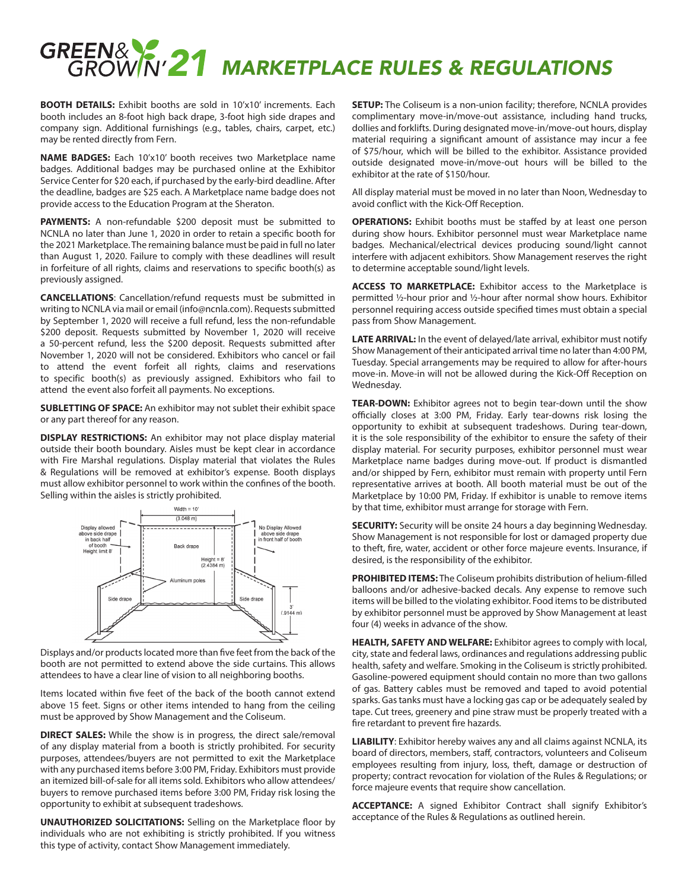# GREEN & GROWIN' 21 MARKETPLACE RULES & REGULATIONS

**BOOTH DETAILS:** Exhibit booths are sold in 10'x10' increments. Each booth includes an 8-foot high back drape, 3-foot high side drapes and company sign. Additional furnishings (e.g., tables, chairs, carpet, etc.) may be rented directly from Fern.

**NAME BADGES:** Each 10'x10' booth receives two Marketplace name badges. Additional badges may be purchased online at the Exhibitor Service Center for $20 each, if purchased by the early-bird deadline. After the deadline, badges are $25 each. A Marketplace name badge does not provide access to the Education Program at the Sheraton.

**PAYMENTS:** A non-refundable $200 deposit must be submitted to NCNLA no later than June 1, 2020 in order to retain a specific booth for the 2021 Marketplace. The remaining balance must be paid in full no later than August 1, 2020. Failure to comply with these deadlines will result in forfeiture of all rights, claims and reservations to specific booth(s) as previously assigned.

**CANCELLATIONS**: Cancellation/refund requests must be submitted in writing to NCNLA via mail or email (info@ncnla.com). Requests submitted by September 1, 2020 will receive a full refund, less the non-refundable $200 deposit. Requests submitted by November 1, 2020 will receive a 50-percent refund, less the $200 deposit. Requests submitted after November 1, 2020 will not be considered. Exhibitors who cancel or fail to attend the event forfeit all rights, claims and reservations to specific booth(s) as previously assigned. Exhibitors who fail to attend the event also forfeit all payments. No exceptions.

**SUBLETTING OF SPACE:** An exhibitor may not sublet their exhibit space or any part thereof for any reason.

**DISPLAY RESTRICTIONS:** An exhibitor may not place display material outside their booth boundary. Aisles must be kept clear in accordance with Fire Marshal regulations. Display material that violates the Rules & Regulations will be removed at exhibitor's expense. Booth displays must allow exhibitor personnel to work within the confines of the booth. Selling within the aisles is strictly prohibited.

Width = 10'
(3.048 m)
Display allowed above side drape in back half of booth Height limit 8'
No Display Allowed above side drape in front half of booth
Back drape
Height = 8'
(2.4384 m)
Aluminum poles
Side drape
Side drape
3'
(.9144 m)

Displays and/or products located more than five feet from the back of the booth are not permitted to extend above the side curtains. This allows attendees to have a clear line of vision to all neighboring booths.

Items located within five feet of the back of the booth cannot extend above 15 feet. Signs or other items intended to hang from the ceiling must be approved by Show Management and the Coliseum.

**DIRECT SALES:** While the show is in progress, the direct sale/removal of any display material from a booth is strictly prohibited. For security purposes, attendees/buyers are not permitted to exit the Marketplace with any purchased items before 3:00 PM, Friday. Exhibitors must provide an itemized bill-of-sale for all items sold. Exhibitors who allow attendees/buyers to remove purchased items before 3:00 PM, Friday risk losing the opportunity to exhibit at subsequent tradeshows.

**UNAUTHORIZED SOLICITATIONS:** Selling on the Marketplace floor by individuals who are not exhibiting is strictly prohibited. If you witness this type of activity, contact Show Management immediately.

**SETUP:** The Coliseum is a non-union facility; therefore, NCNLA provides complimentary move-in/move-out assistance, including hand trucks, dollies and forklifts. During designated move-in/move-out hours, display material requiring a significant amount of assistance may incur a fee of $75/hour, which will be billed to the exhibitor. Assistance provided outside designated move-in/move-out hours will be billed to the exhibitor at the rate of $150/hour.

All display material must be moved in no later than Noon, Wednesday to avoid conflict with the Kick-Off Reception.

**OPERATIONS:** Exhibit booths must be staffed by at least one person during show hours. Exhibitor personnel must wear Marketplace name badges. Mechanical/electrical devices producing sound/light cannot interfere with adjacent exhibitors. Show Management reserves the right to determine acceptable sound/light levels.

**ACCESS TO MARKETPLACE:** Exhibitor access to the Marketplace is permitted ½-hour prior and ½-hour after normal show hours. Exhibitor personnel requiring access outside specified times must obtain a special pass from Show Management.

**LATE ARRIVAL:** In the event of delayed/late arrival, exhibitor must notify Show Management of their anticipated arrival time no later than 4:00 PM, Tuesday. Special arrangements may be required to allow for after-hours move-in. Move-in will not be allowed during the Kick-Off Reception on Wednesday.

**TEAR-DOWN:** Exhibitor agrees not to begin tear-down until the show officially closes at 3:00 PM, Friday. Early tear-downs risk losing the opportunity to exhibit at subsequent tradeshows. During tear-down, it is the sole responsibility of the exhibitor to ensure the safety of their display material. For security purposes, exhibitor personnel must wear Marketplace name badges during move-out. If product is dismantled and/or shipped by Fern, exhibitor must remain with property until Fern representative arrives at booth. All booth material must be out of the Marketplace by 10:00 PM, Friday. If exhibitor is unable to remove items by that time, exhibitor must arrange for storage with Fern.

**SECURITY:** Security will be onsite 24 hours a day beginning Wednesday. Show Management is not responsible for lost or damaged property due to theft, fire, water, accident or other force majeure events. Insurance, if desired, is the responsibility of the exhibitor.

**PROHIBITED ITEMS:** The Coliseum prohibits distribution of helium-filled balloons and/or adhesive-backed decals. Any expense to remove such items will be billed to the violating exhibitor. Food items to be distributed by exhibitor personnel must be approved by Show Management at least four (4) weeks in advance of the show.

**HEALTH, SAFETY AND WELFARE:** Exhibitor agrees to comply with local, city, state and federal laws, ordinances and regulations addressing public health, safety and welfare. Smoking in the Coliseum is strictly prohibited. Gasoline-powered equipment should contain no more than two gallons of gas. Battery cables must be removed and taped to avoid potential sparks. Gas tanks must have a locking gas cap or be adequately sealed by tape. Cut trees, greenery and pine straw must be properly treated with a fire retardant to prevent fire hazards.

**LIABILITY**: Exhibitor hereby waives any and all claims against NCNLA, its board of directors, members, staff, contractors, volunteers and Coliseum employees resulting from injury, loss, theft, damage or destruction of property; contract revocation for violation of the Rules & Regulations; or force majeure events that require show cancellation.

**ACCEPTANCE:** A signed Exhibitor Contract shall signify Exhibitor's acceptance of the Rules & Regulations as outlined herein.